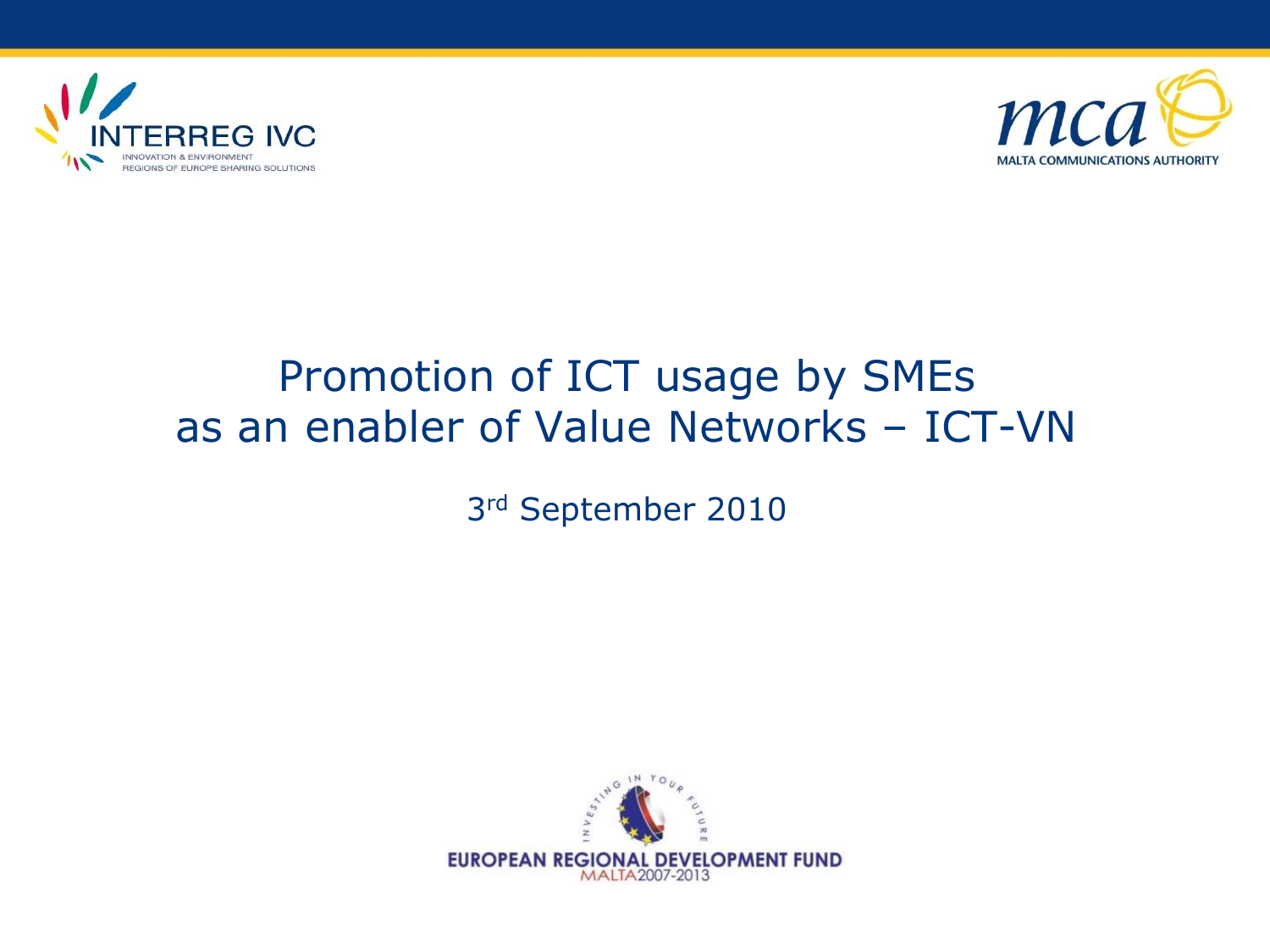# Promotion of ICT usage by SMEs as an enabler of Value Networks – ICT-VN

3rd September 2010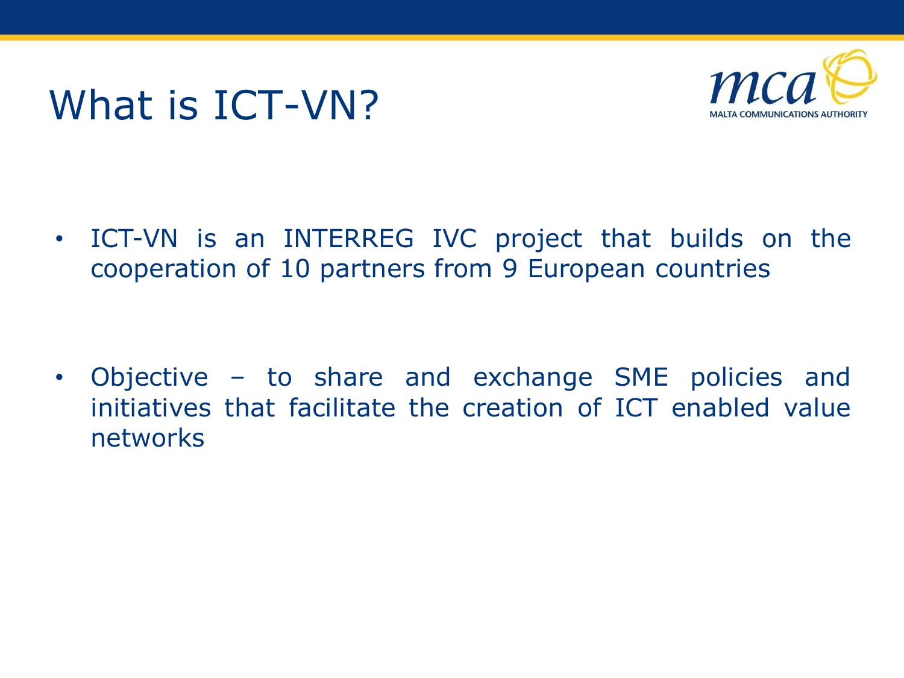# What is ICT-VN?

- ICT-VN is an INTERREG IVC project that builds on the cooperation of 10 partners from 9 European countries

- Objective – to share and exchange SME policies and initiatives that facilitate the creation of ICT enabled value networks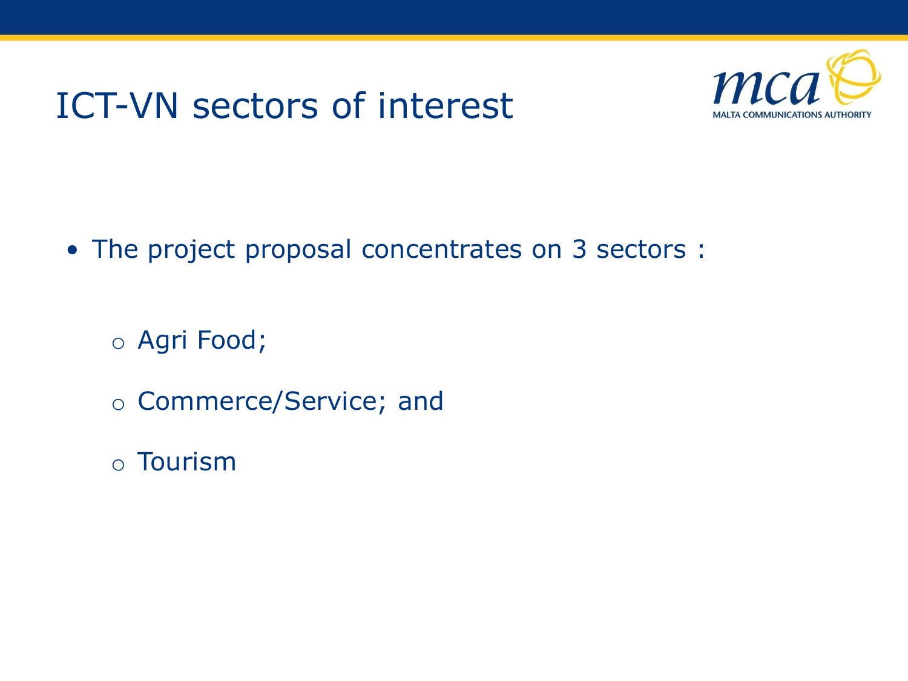# ICT-VN sectors of interest

- The project proposal concentrates on 3 sectors :
  - Agri Food;
  - Commerce/Service; and
  - Tourism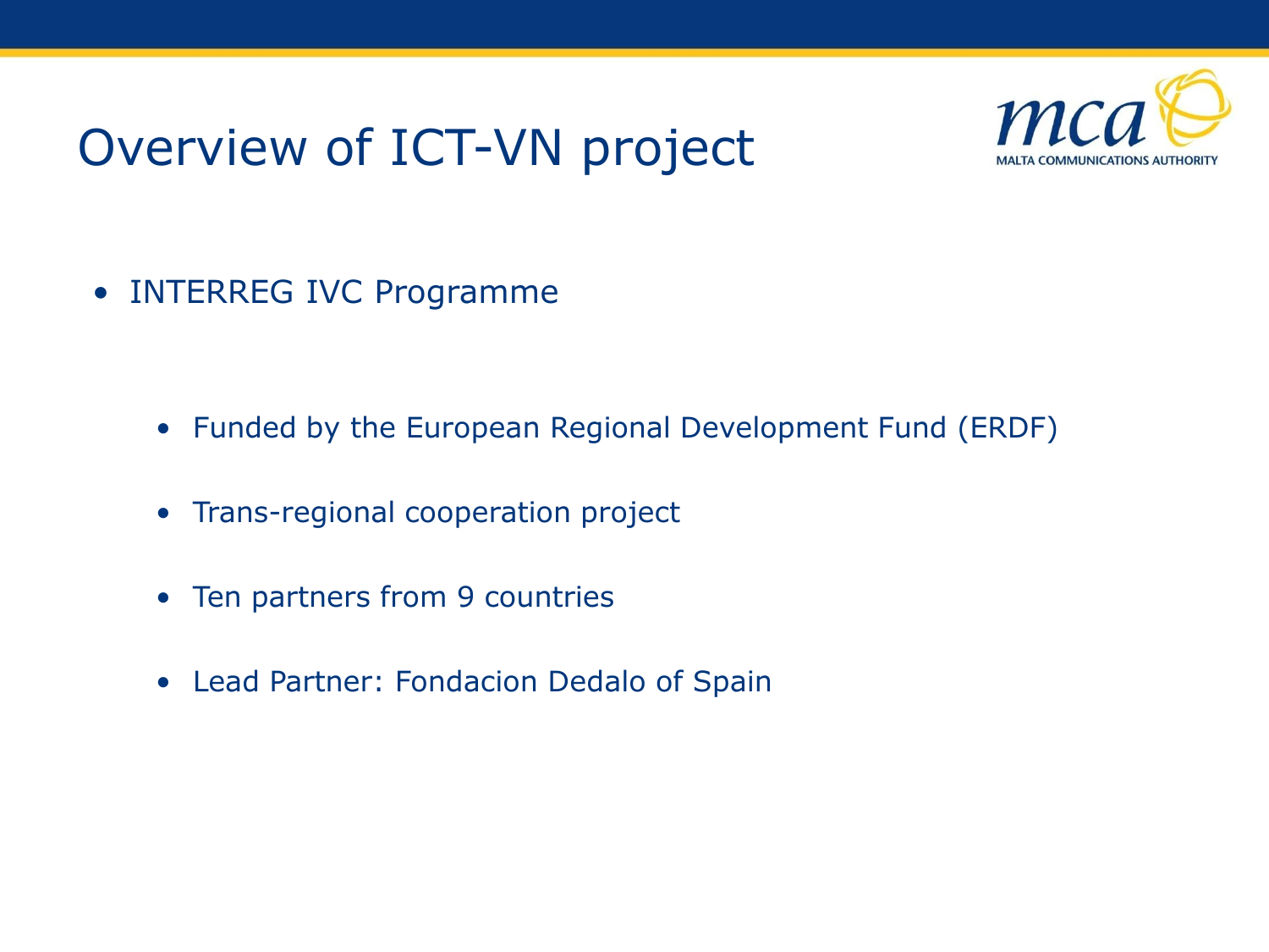# Overview of ICT-VN project

- INTERREG IVC Programme
  - Funded by the European Regional Development Fund (ERDF)
  - Trans-regional cooperation project
  - Ten partners from 9 countries
  - Lead Partner: Fondacion Dedalo of Spain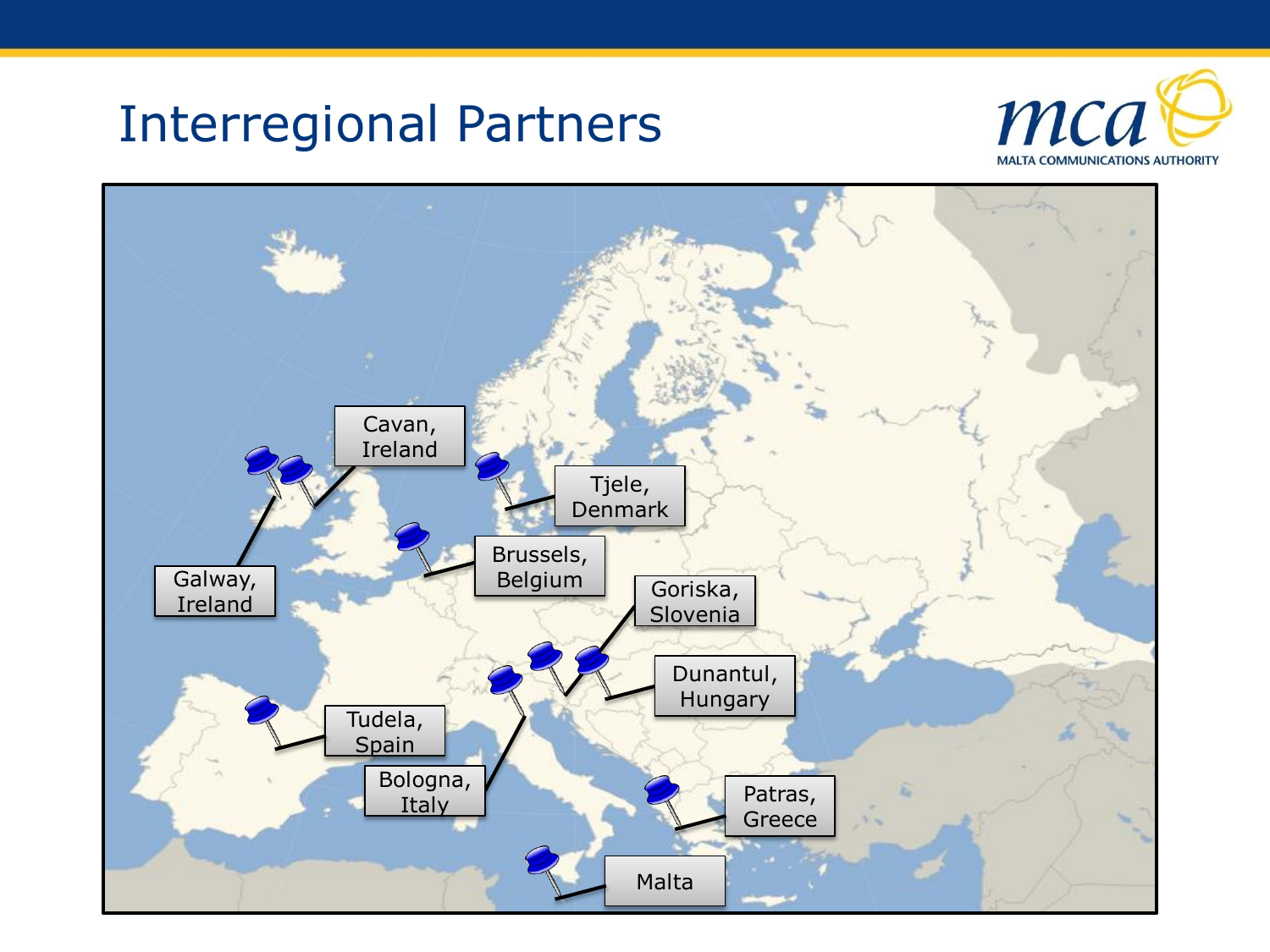# Interregional Partners

MALTA COMMUNICATIONS AUTHORITY

- Galway, Ireland
- Cavan, Ireland
- Tjele, Denmark
- Brussels, Belgium
- Goriska, Slovenia
- Dunantul, Hungary
- Tudela, Spain
- Bologna, Italy
- Patras, Greece
- Malta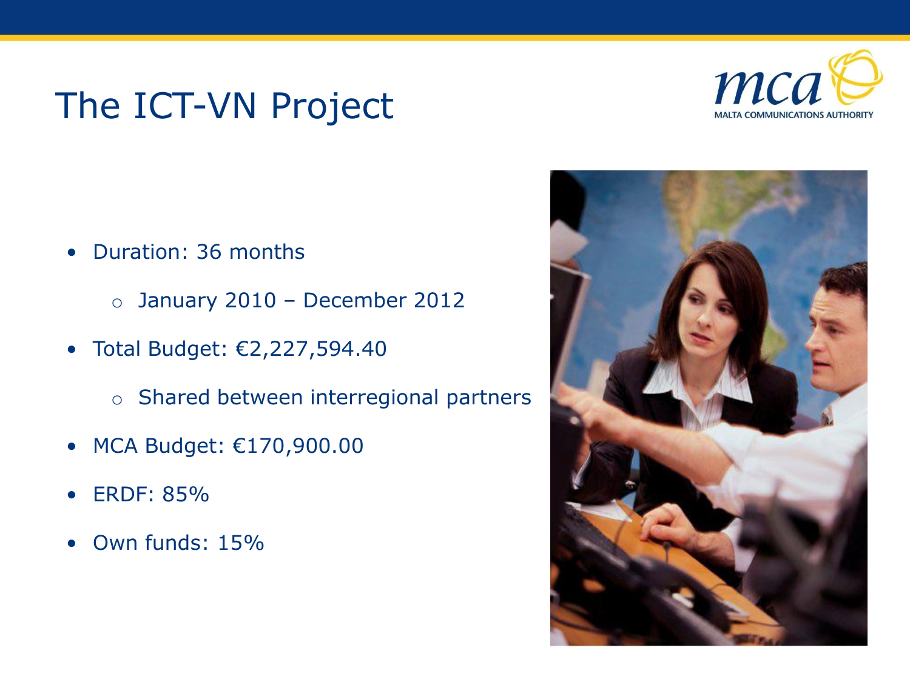# The ICT-VN Project

- Duration: 36 months
  - January 2010 – December 2012
- Total Budget: €2,227,594.40
  - Shared between interregional partners
- MCA Budget: €170,900.00
- ERDF: 85%
- Own funds: 15%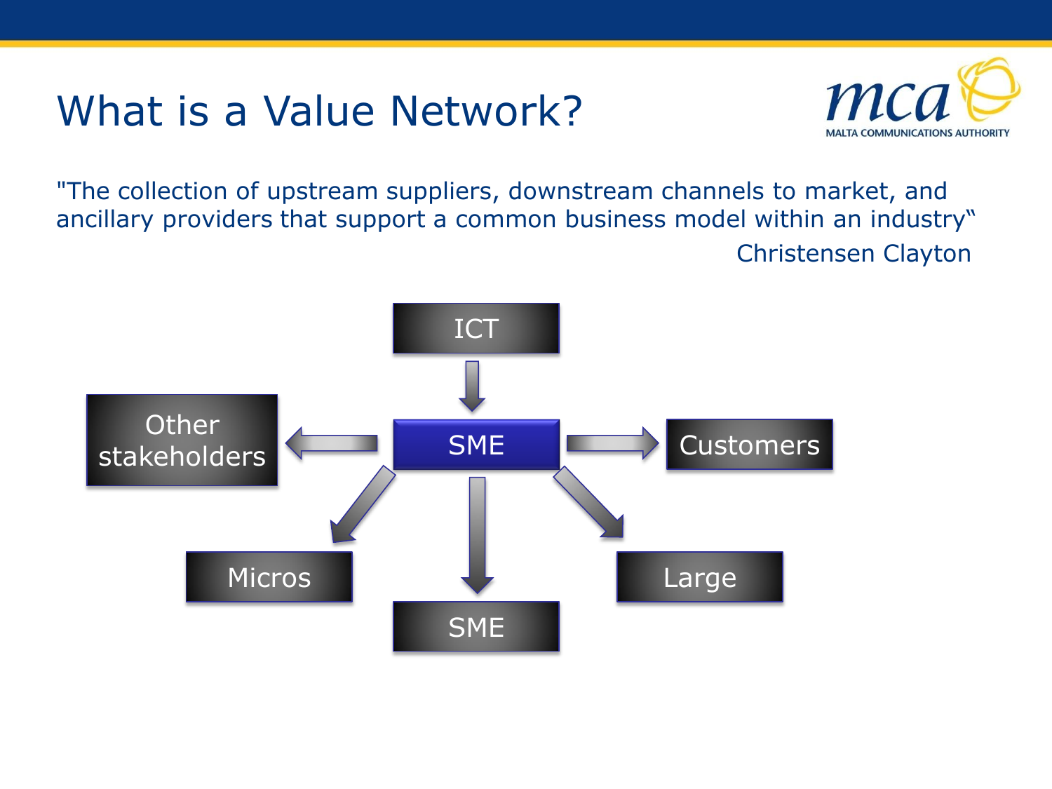# What is a Value Network?

"The collection of upstream suppliers, downstream channels to market, and ancillary providers that support a common business model within an industry"

Christensen Clayton

ICT

SME

Other stakeholders

Customers

Micros

SME

Large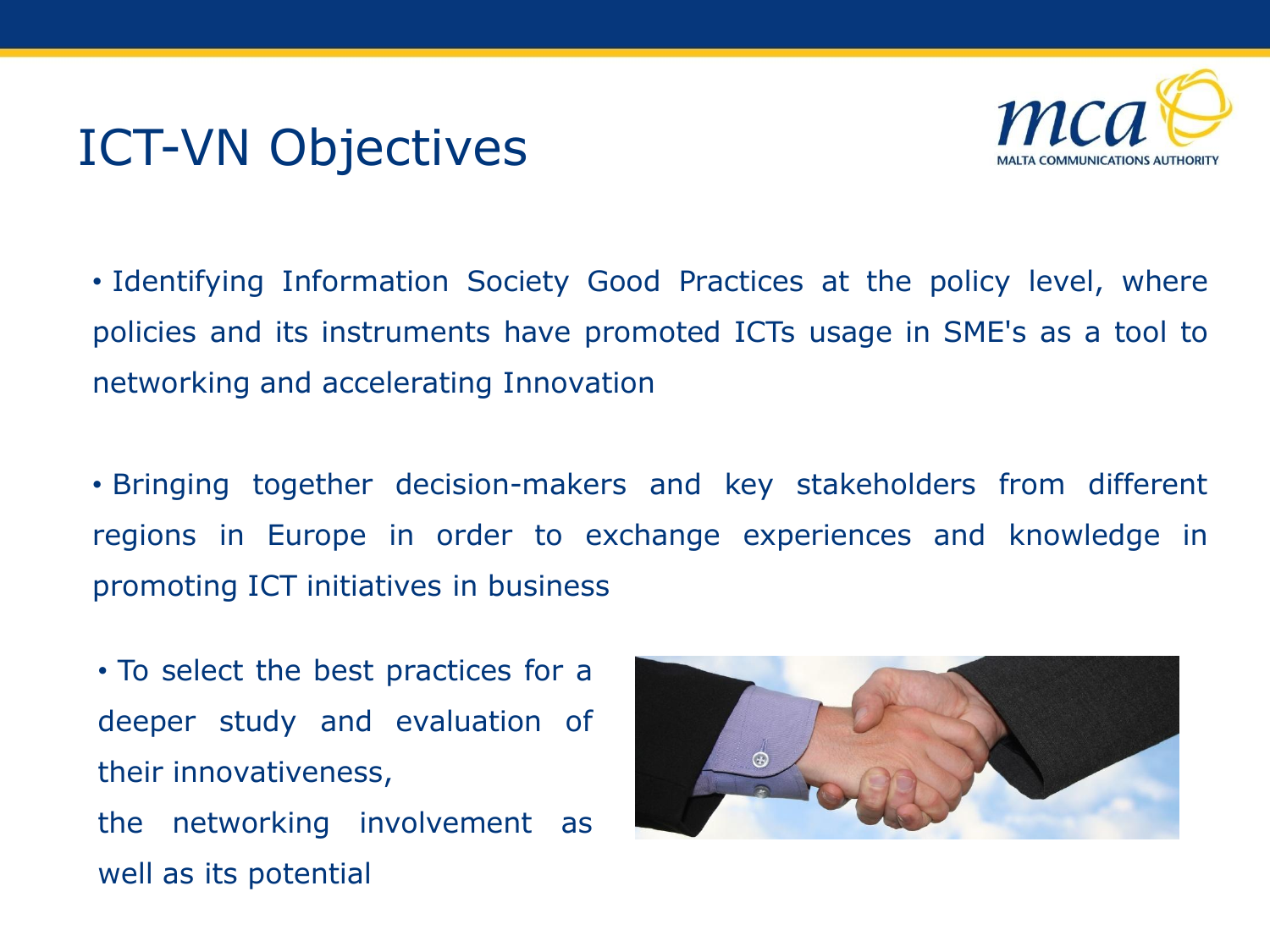# ICT-VN Objectives

- Identifying Information Society Good Practices at the policy level, where policies and its instruments have promoted ICTs usage in SME's as a tool to networking and accelerating Innovation

- Bringing together decision-makers and key stakeholders from different regions in Europe in order to exchange experiences and knowledge in promoting ICT initiatives in business

- To select the best practices for a deeper study and evaluation of their innovativeness,
  the networking involvement as well as its potential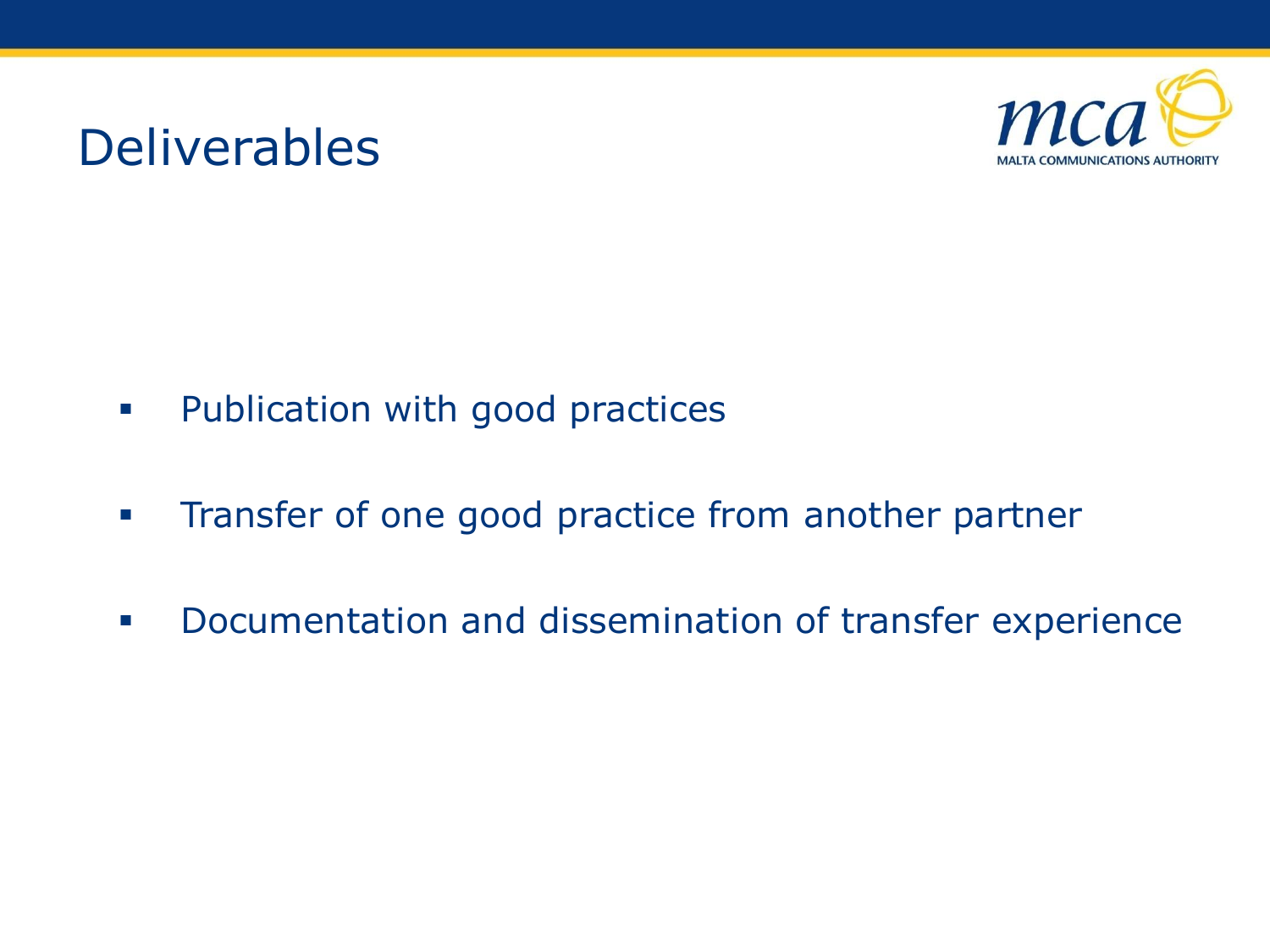# Deliverables

- Publication with good practices
- Transfer of one good practice from another partner
- Documentation and dissemination of transfer experience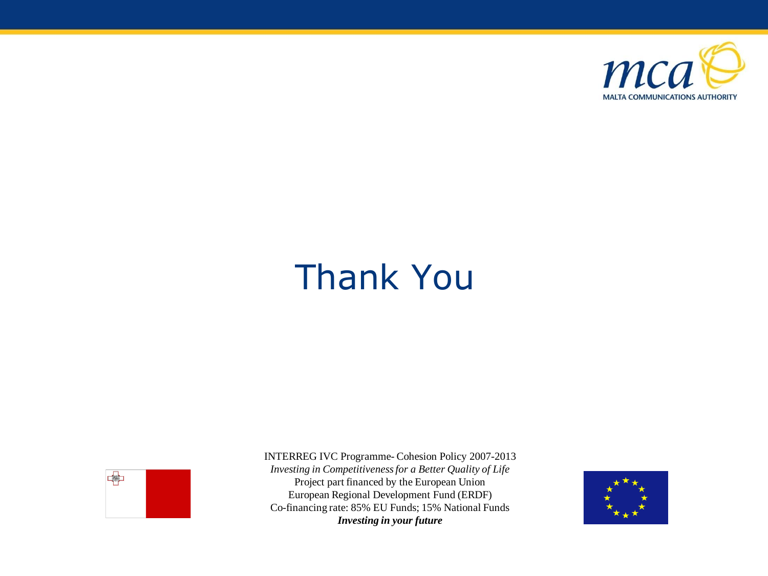# Thank You

INTERREG IVC Programme- Cohesion Policy 2007-2013
*Investing in Competitiveness for a Better Quality of Life*
Project part financed by the European Union
European Regional Development Fund (ERDF)
Co-financing rate: 85% EU Funds; 15% National Funds
***Investing in your future***